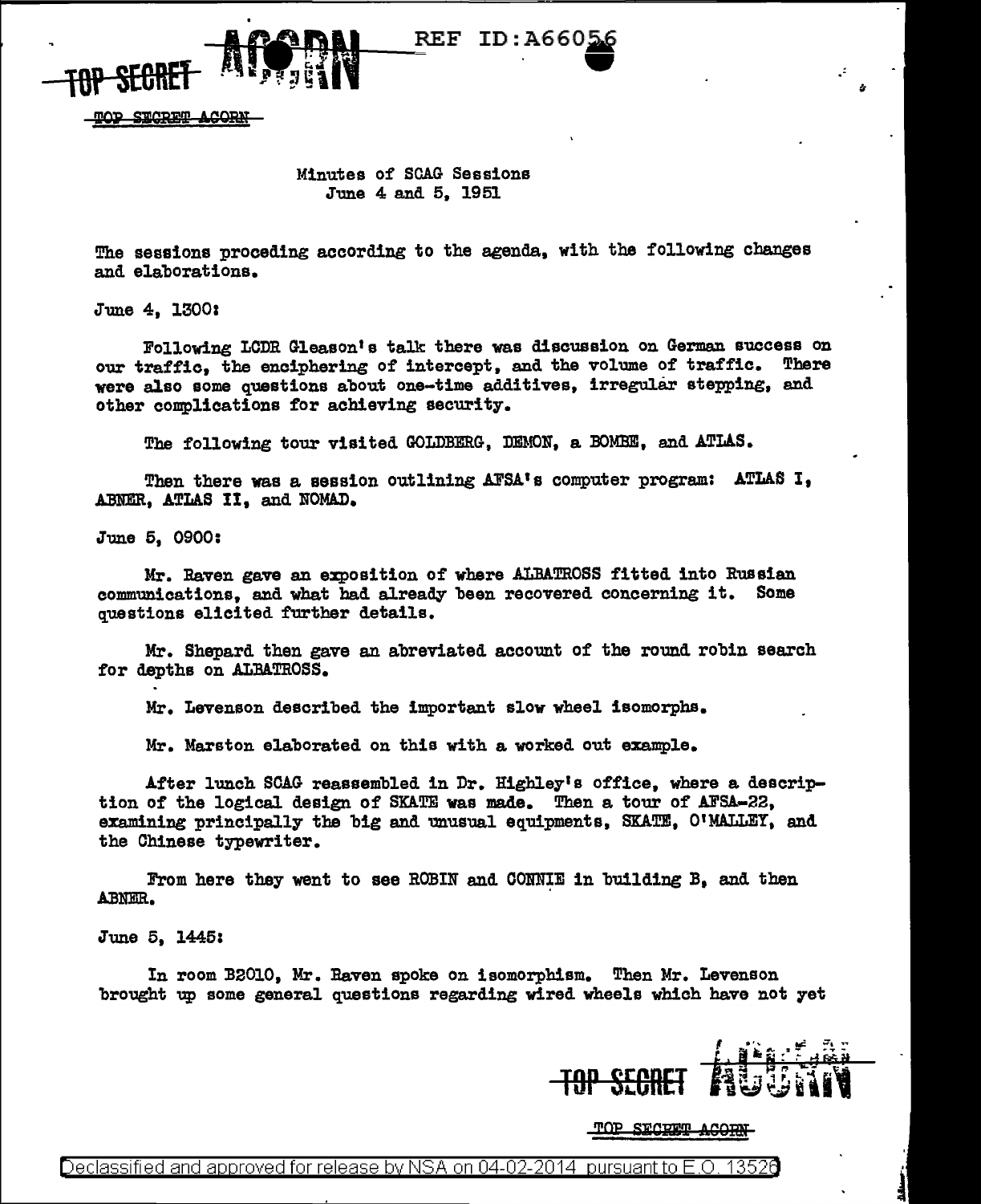Minutes of SCAG Sessions
June 4 and 5, 1951

The sessions proceding according to the agenda, with the following changes and elaborations.

June 4, 1300:

Following LCDR Gleason's talk there was discussion on German success on our traffic, the enciphering of intercept, and the volume of traffic. There were also some questions about one-time additives, irregular stepping, and other complications for achieving security.

The following tour visited GOLDBERG, DEMON, a BOMBE, and ATLAS.

Then there was a session outlining AFSA's computer program: ATLAS I, ABNER, ATLAS II, and NOMAD.

June 5, 0900:

Mr. Raven gave an exposition of where ALBATROSS fitted into Russian communications, and what had already been recovered concerning it. Some questions elicited further details.

Mr. Shepard then gave an abreviated account of the round robin search for depths on ALBATROSS.

Mr. Levenson described the important slow wheel isomorphs.

Mr. Marston elaborated on this with a worked out example.

After lunch SCAG reassembled in Dr. Highley's office, where a description of the logical design of SKATE was made. Then a tour of AFSA-22, examining principally the big and unusual equipments, SKATE, O'MALLEY, and the Chinese typewriter.

From here they went to see ROBIN and CONNIE in building B, and then ABNER.

June 5, 1445:

In room B2010, Mr. Raven spoke on isomorphism. Then Mr. Levenson brought up some general questions regarding wired wheels which have not yet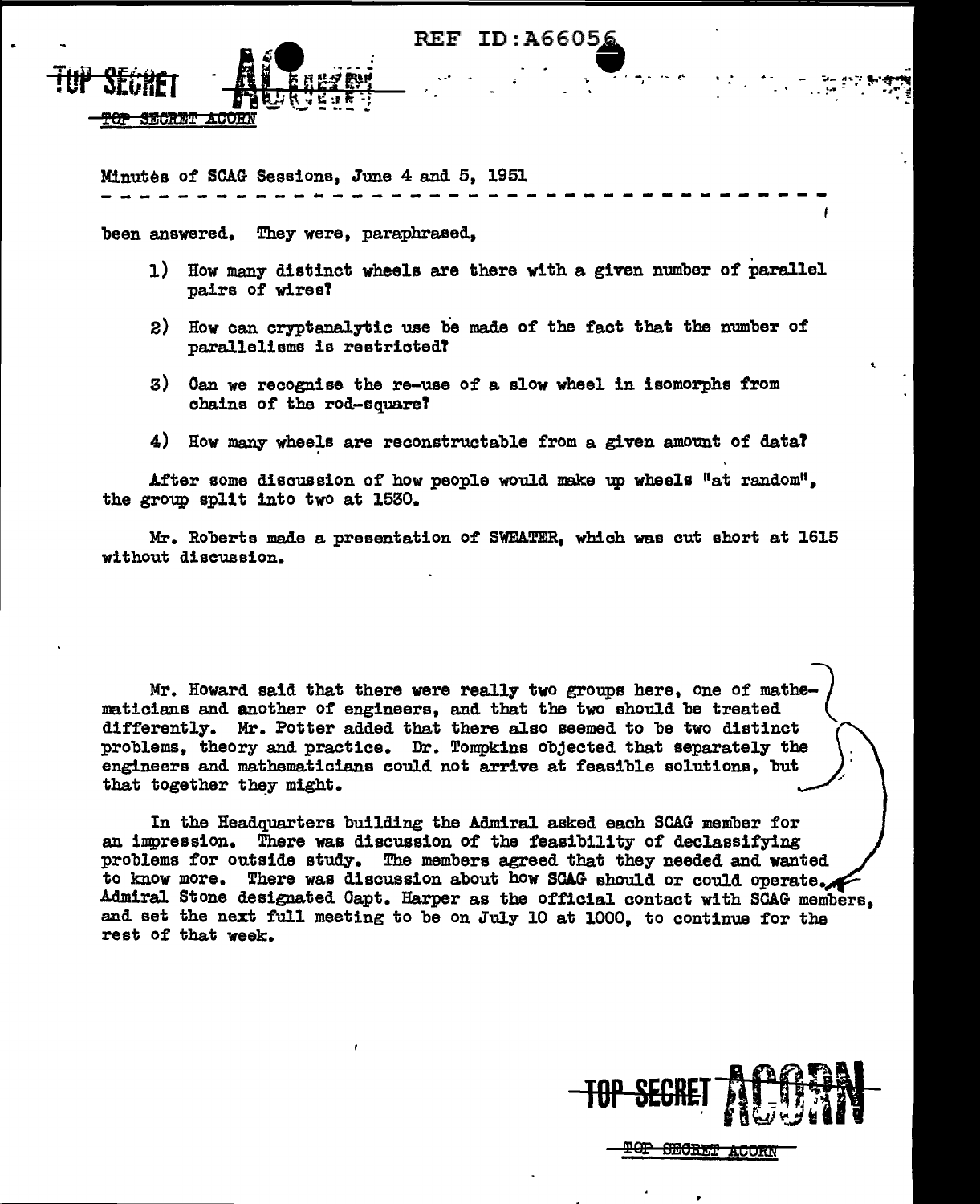Minutes of SCAG Sessions, June 4 and 5, 1951

been answered. They were, paraphrased,

1) How many distinct wheels are there with a given number of parallel pairs of wires?

2) How can cryptanalytic use be made of the fact that the number of parallelisms is restricted?

3) Can we recognise the re-use of a slow wheel in isomorphs from chains of the rod-square?

4) How many wheels are reconstructable from a given amount of data?

After some discussion of how people would make up wheels "at random", the group split into two at 1530.

Mr. Roberts made a presentation of SWEATER, which was cut short at 1615 without discussion.

Mr. Howard said that there were really two groups here, one of mathematicians and another of engineers, and that the two should be treated differently. Mr. Potter added that there also seemed to be two distinct problems, theory and practice. Dr. Tompkins objected that separately the engineers and mathematicians could not arrive at feasible solutions, but that together they might.

In the Headquarters building the Admiral asked each SCAG member for an impression. There was discussion of the feasibility of declassifying problems for outside study. The members agreed that they needed and wanted to know more. There was discussion about how SCAG should or could operate. Admiral Stone designated Capt. Harper as the official contact with SCAG members, and set the next full meeting to be on July 10 at 1000, to continue for the rest of that week.